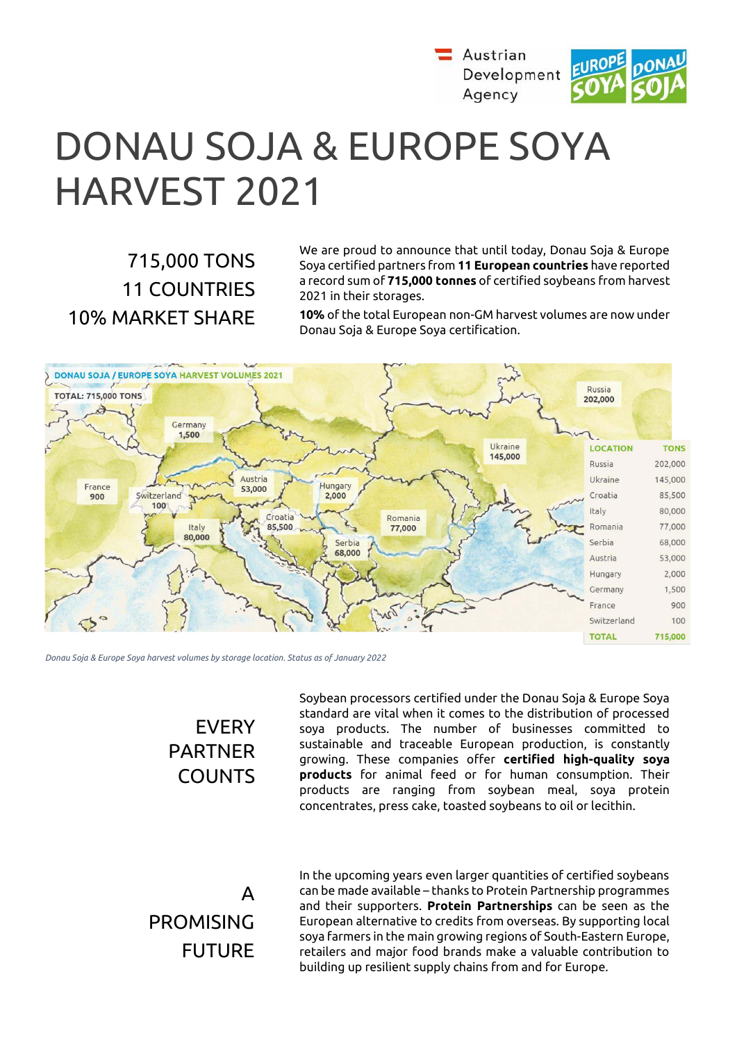# DONAU SOJA & EUROPE SOYA HARVEST 2021

## 715,000 TONS
## 11 COUNTRIES
## 10% MARKET SHARE

We are proud to announce that until today, Donau Soja & Europe Soya certified partners from **11 European countries** have reported a record sum of **715,000 tonnes** of certified soybeans from harvest 2021 in their storages.

**10%** of the total European non-GM harvest volumes are now under Donau Soja & Europe Soya certification.

DONAU SOJA / EUROPE SOYA HARVEST VOLUMES 2021

TOTAL: 715,000 TONS

| LOCATION | TONS |
|---|---|
| Russia | 202,000 |
| Ukraine | 145,000 |
| Croatia | 85,500 |
| Italy | 80,000 |
| Romania | 77,000 |
| Serbia | 68,000 |
| Austria | 53,000 |
| Hungary | 2,000 |
| Germany | 1,500 |
| France | 900 |
| Switzerland | 100 |
| **TOTAL** | **715,000** |

*Donau Soja & Europe Soya harvest volumes by storage location. Status as of January 2022*

## EVERY PARTNER COUNTS

Soybean processors certified under the Donau Soja & Europe Soya standard are vital when it comes to the distribution of processed soya products. The number of businesses committed to sustainable and traceable European production, is constantly growing. These companies offer **certified high-quality soya products** for animal feed or for human consumption. Their products are ranging from soybean meal, soya protein concentrates, press cake, toasted soybeans to oil or lecithin.

## A PROMISING FUTURE

In the upcoming years even larger quantities of certified soybeans can be made available – thanks to Protein Partnership programmes and their supporters. **Protein Partnerships** can be seen as the European alternative to credits from overseas. By supporting local soya farmers in the main growing regions of South-Eastern Europe, retailers and major food brands make a valuable contribution to building up resilient supply chains from and for Europe.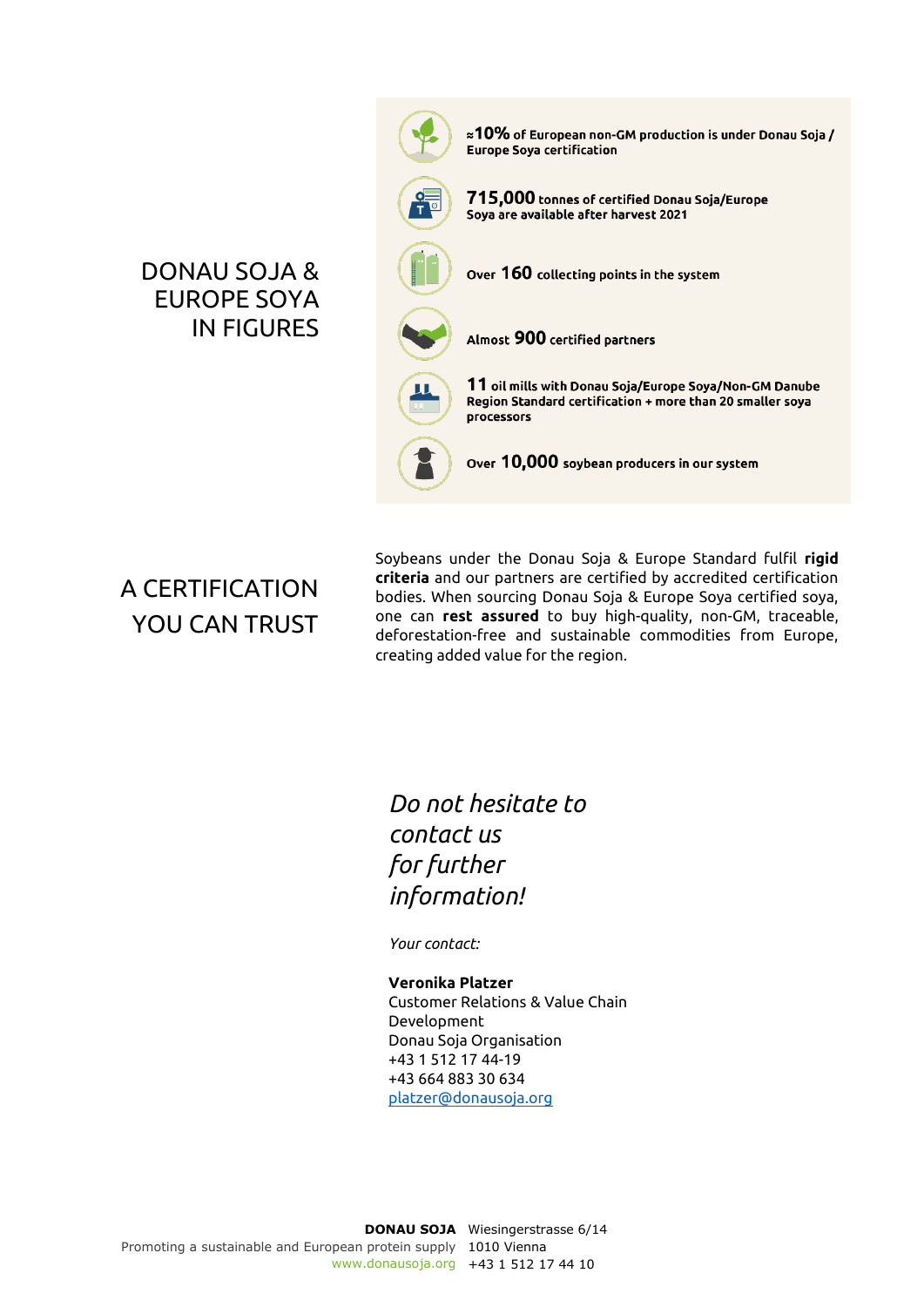## DONAU SOJA & EUROPE SOYA IN FIGURES

- **≈10%** of European non-GM production is under Donau Soja / Europe Soya certification
- **715,000** tonnes of certified Donau Soja/Europe Soya are available after harvest 2021
- Over **160** collecting points in the system
- Almost **900** certified partners
- **11** oil mills with Donau Soja/Europe Soya/Non-GM Danube Region Standard certification + more than 20 smaller soya processors
- Over **10,000** soybean producers in our system

## A CERTIFICATION YOU CAN TRUST

Soybeans under the Donau Soja & Europe Standard fulfil **rigid criteria** and our partners are certified by accredited certification bodies. When sourcing Donau Soja & Europe Soya certified soya, one can **rest assured** to buy high-quality, non-GM, traceable, deforestation-free and sustainable commodities from Europe, creating added value for the region.

*Do not hesitate to contact us for further information!*

*Your contact:*

**Veronika Platzer**
Customer Relations & Value Chain Development
Donau Soja Organisation
+43 1 512 17 44-19
+43 664 883 30 634
platzer@donausoja.org

**DONAU SOJA**
Promoting a sustainable and European protein supply
www.donausoja.org

Wiesingerstrasse 6/14
1010 Vienna
+43 1 512 17 44 10